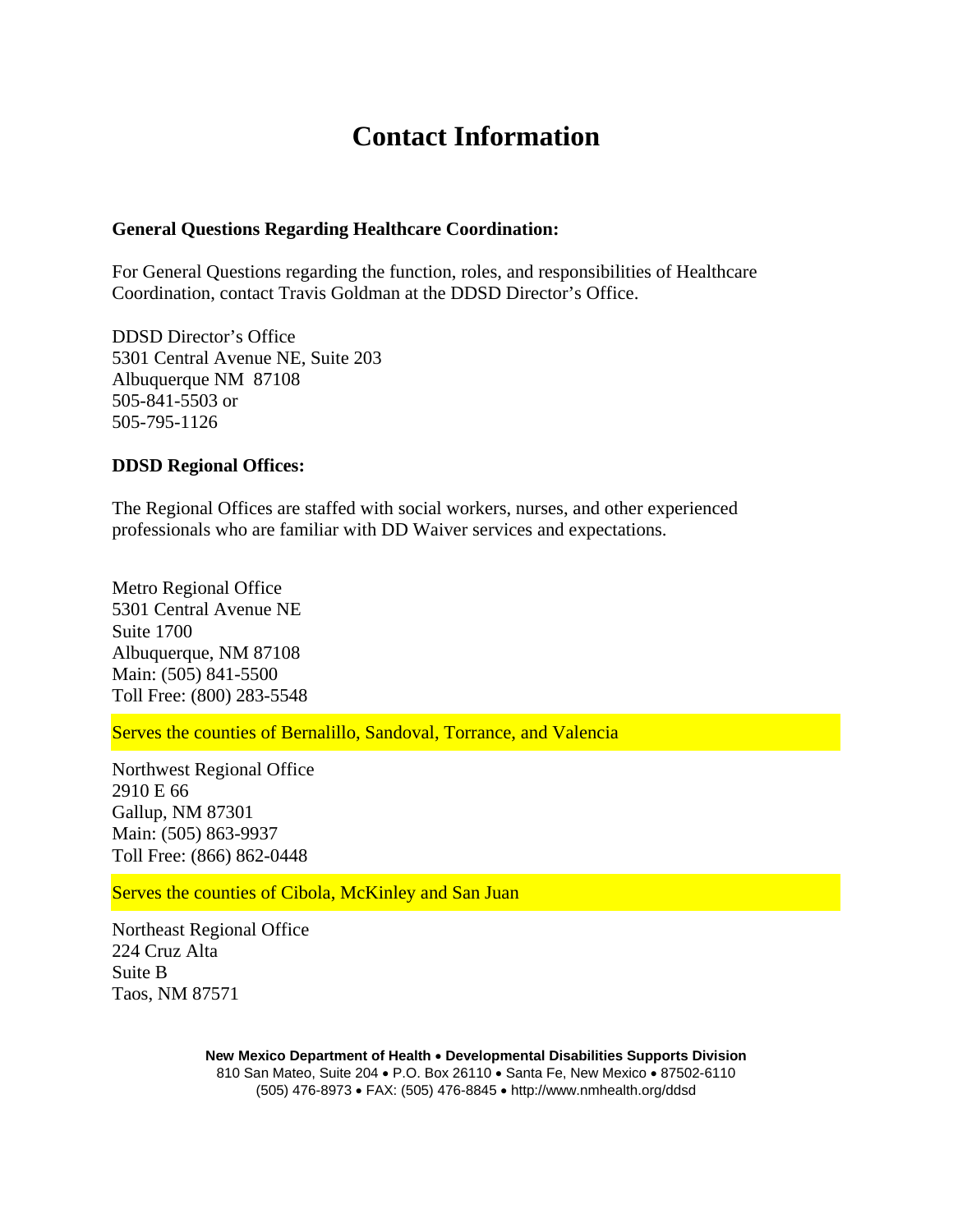# Contact Information

**General Questions Regarding Healthcare Coordination:**

For General Questions regarding the function, roles, and responsibilities of Healthcare Coordination, contact Travis Goldman at the DDSD Director's Office.

DDSD Director's Office
5301 Central Avenue NE, Suite 203
Albuquerque NM 87108
505-841-5503 or
505-795-1126

**DDSD Regional Offices:**

The Regional Offices are staffed with social workers, nurses, and other experienced professionals who are familiar with DD Waiver services and expectations.

Metro Regional Office
5301 Central Avenue NE
Suite 1700
Albuquerque, NM 87108
Main: (505) 841-5500
Toll Free: (800) 283-5548

Serves the counties of Bernalillo, Sandoval, Torrance, and Valencia

Northwest Regional Office
2910 E 66
Gallup, NM 87301
Main: (505) 863-9937
Toll Free: (866) 862-0448

Serves the counties of Cibola, McKinley and San Juan

Northeast Regional Office
224 Cruz Alta
Suite B
Taos, NM 87571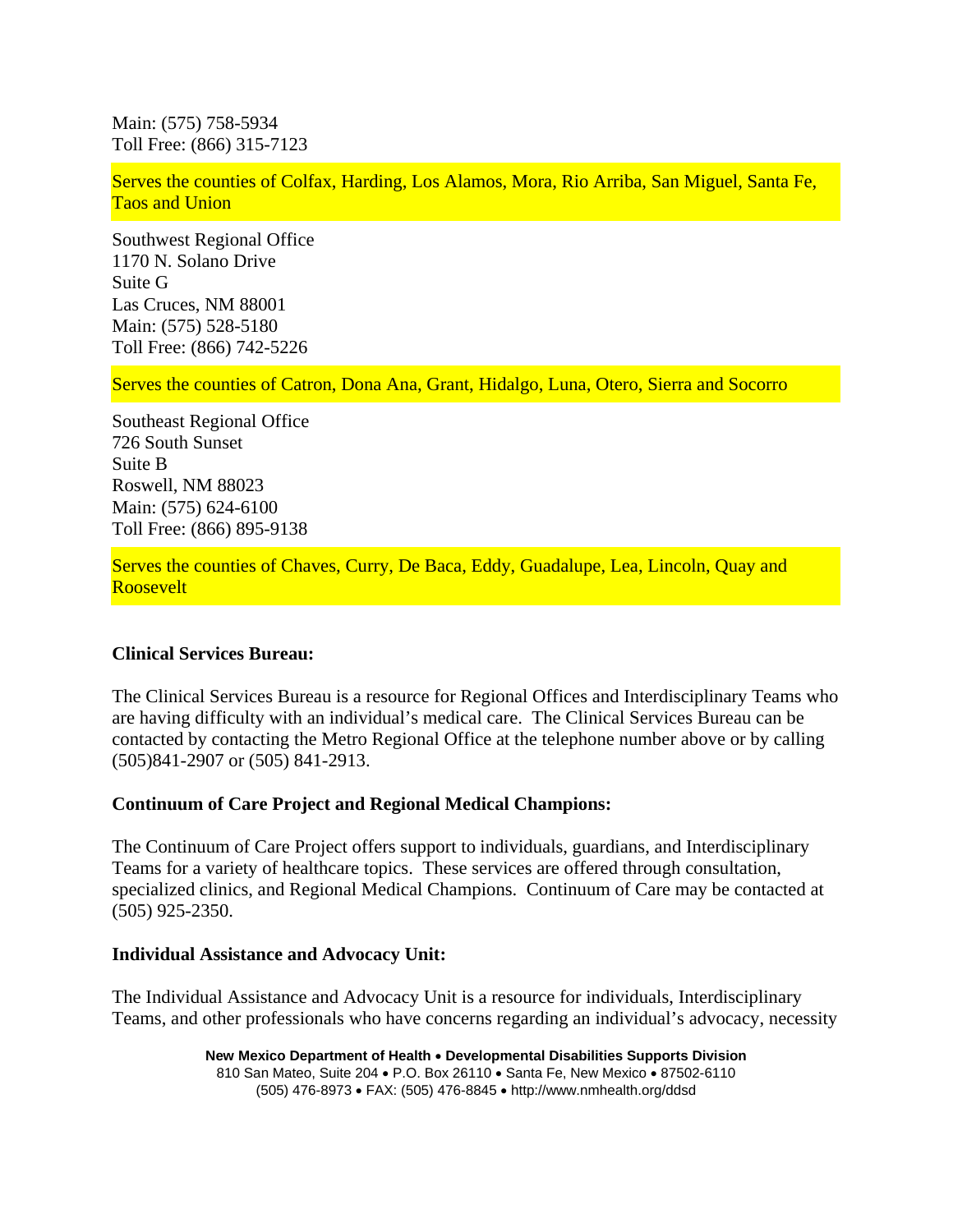Main: (575) 758-5934
Toll Free: (866) 315-7123

Serves the counties of Colfax, Harding, Los Alamos, Mora, Rio Arriba, San Miguel, Santa Fe, Taos and Union

Southwest Regional Office
1170 N. Solano Drive
Suite G
Las Cruces, NM 88001
Main: (575) 528-5180
Toll Free: (866) 742-5226

Serves the counties of Catron, Dona Ana, Grant, Hidalgo, Luna, Otero, Sierra and Socorro

Southeast Regional Office
726 South Sunset
Suite B
Roswell, NM 88023
Main: (575) 624-6100
Toll Free: (866) 895-9138

Serves the counties of Chaves, Curry, De Baca, Eddy, Guadalupe, Lea, Lincoln, Quay and Roosevelt

**Clinical Services Bureau:**

The Clinical Services Bureau is a resource for Regional Offices and Interdisciplinary Teams who are having difficulty with an individual's medical care. The Clinical Services Bureau can be contacted by contacting the Metro Regional Office at the telephone number above or by calling (505)841-2907 or (505) 841-2913.

**Continuum of Care Project and Regional Medical Champions:**

The Continuum of Care Project offers support to individuals, guardians, and Interdisciplinary Teams for a variety of healthcare topics. These services are offered through consultation, specialized clinics, and Regional Medical Champions. Continuum of Care may be contacted at (505) 925-2350.

**Individual Assistance and Advocacy Unit:**

The Individual Assistance and Advocacy Unit is a resource for individuals, Interdisciplinary Teams, and other professionals who have concerns regarding an individual's advocacy, necessity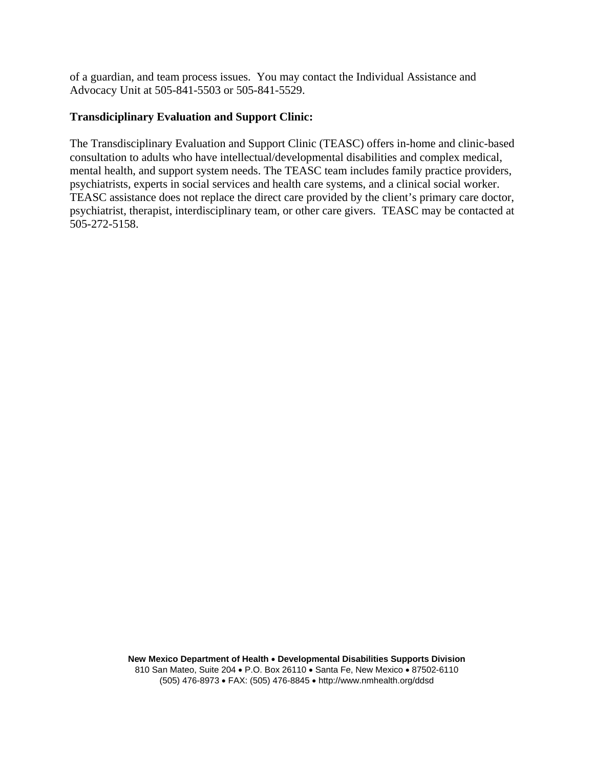of a guardian, and team process issues. You may contact the Individual Assistance and Advocacy Unit at 505-841-5503 or 505-841-5529.

**Transdiciplinary Evaluation and Support Clinic:**

The Transdisciplinary Evaluation and Support Clinic (TEASC) offers in-home and clinic-based consultation to adults who have intellectual/developmental disabilities and complex medical, mental health, and support system needs. The TEASC team includes family practice providers, psychiatrists, experts in social services and health care systems, and a clinical social worker. TEASC assistance does not replace the direct care provided by the client's primary care doctor, psychiatrist, therapist, interdisciplinary team, or other care givers. TEASC may be contacted at 505-272-5158.

**New Mexico Department of Health • Developmental Disabilities Supports Division**
810 San Mateo, Suite 204 • P.O. Box 26110 • Santa Fe, New Mexico • 87502-6110
(505) 476-8973 • FAX: (505) 476-8845 • http://www.nmhealth.org/ddsd